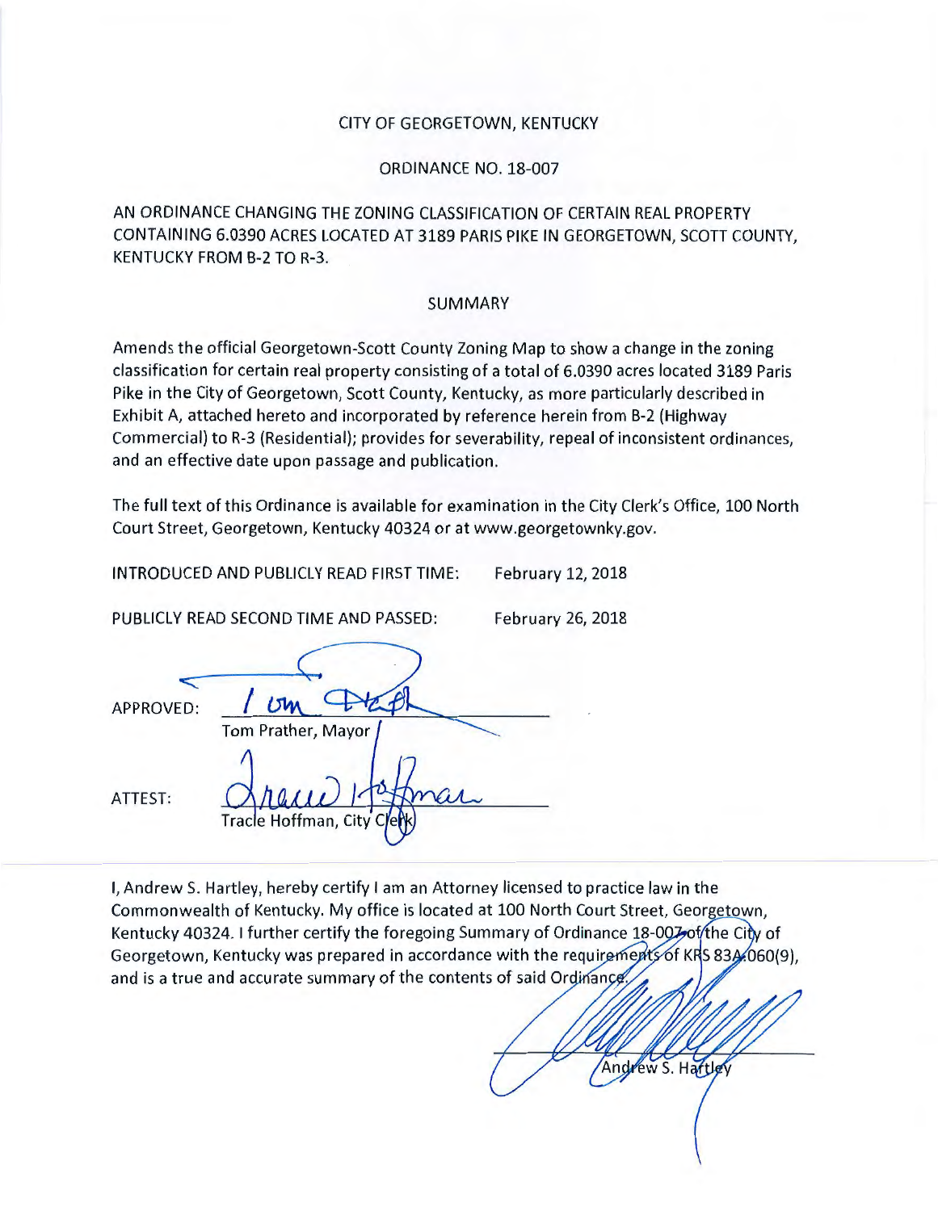CITY OF GEORGETOWN, KENTUCKY

ORDINANCE NO. 18-007

AN ORDINANCE CHANGING THE ZONING CLASSIFICATION OF CERTAIN REAL PROPERTY CONTAINING 6.0390 ACRES LOCATED AT 3189 PARIS PIKE IN GEORGETOWN, SCOTT COUNTY, KENTUCKY FROM B-2 TO R-3.

SUMMARY

Amends the official Georgetown-Scott County Zoning Map to show a change in the zoning classification for certain real property consisting of a total of 6.0390 acres located 3189 Paris Pike in the City of Georgetown, Scott County, Kentucky, as more particularly described in Exhibit A, attached hereto and incorporated by reference herein from B-2 (Highway Commercial) to R-3 (Residential); provides for severability, repeal of inconsistent ordinances, and an effective date upon passage and publication.

The full text of this Ordinance is available for examination in the City Clerk's Office, 100 North Court Street, Georgetown, Kentucky 40324 or at www.georgetownky.gov.

INTRODUCED AND PUBLICLY READ FIRST TIME: February 12, 2018

PUBLICLY READ SECOND TIME AND PASSED: February 26, 2018

APPROVED: ______________________
Tom Prather, Mayor

ATTEST: ______________________
Tracie Hoffman, City Clerk

I, Andrew S. Hartley, hereby certify I am an Attorney licensed to practice law in the Commonwealth of Kentucky. My office is located at 100 North Court Street, Georgetown, Kentucky 40324. I further certify the foregoing Summary of Ordinance 18-007 of the City of Georgetown, Kentucky was prepared in accordance with the requirements of KRS 83A.060(9), and is a true and accurate summary of the contents of said Ordinance.

______________________
Andrew S. Hartley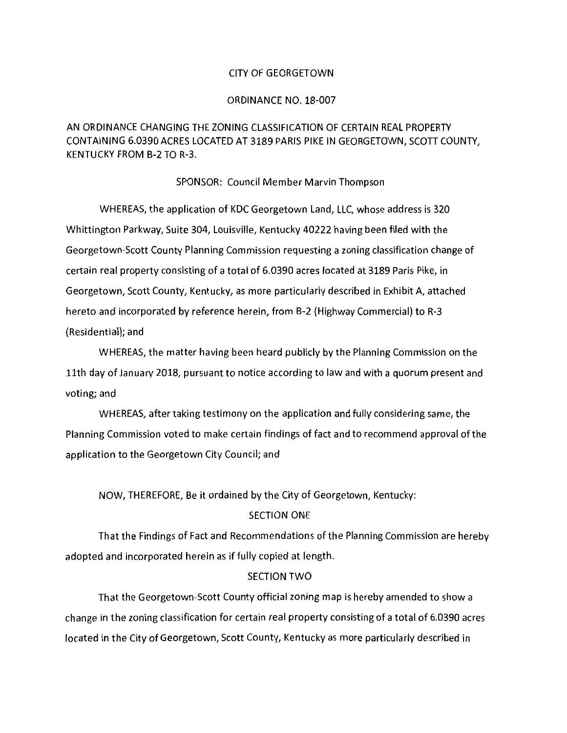CITY OF GEORGETOWN

ORDINANCE NO. 18-007

AN ORDINANCE CHANGING THE ZONING CLASSIFICATION OF CERTAIN REAL PROPERTY CONTAINING 6.0390 ACRES LOCATED AT 3189 PARIS PIKE IN GEORGETOWN, SCOTT COUNTY, KENTUCKY FROM B-2 TO R-3.

SPONSOR: Council Member Marvin Thompson

WHEREAS, the application of KDC Georgetown Land, LLC, whose address is 320 Whittington Parkway, Suite 304, Louisville, Kentucky 40222 having been filed with the Georgetown-Scott County Planning Commission requesting a zoning classification change of certain real property consisting of a total of 6.0390 acres located at 3189 Paris Pike, in Georgetown, Scott County, Kentucky, as more particularly described in Exhibit A, attached hereto and incorporated by reference herein, from B-2 (Highway Commercial) to R-3 (Residential); and

WHEREAS, the matter having been heard publicly by the Planning Commission on the 11th day of January 2018, pursuant to notice according to law and with a quorum present and voting; and

WHEREAS, after taking testimony on the application and fully considering same, the Planning Commission voted to make certain findings of fact and to recommend approval of the application to the Georgetown City Council; and

NOW, THEREFORE, Be it ordained by the City of Georgetown, Kentucky:

SECTION ONE

That the Findings of Fact and Recommendations of the Planning Commission are hereby adopted and incorporated herein as if fully copied at length.

SECTION TWO

That the Georgetown-Scott County official zoning map is hereby amended to show a change in the zoning classification for certain real property consisting of a total of 6.0390 acres located in the City of Georgetown, Scott County, Kentucky as more particularly described in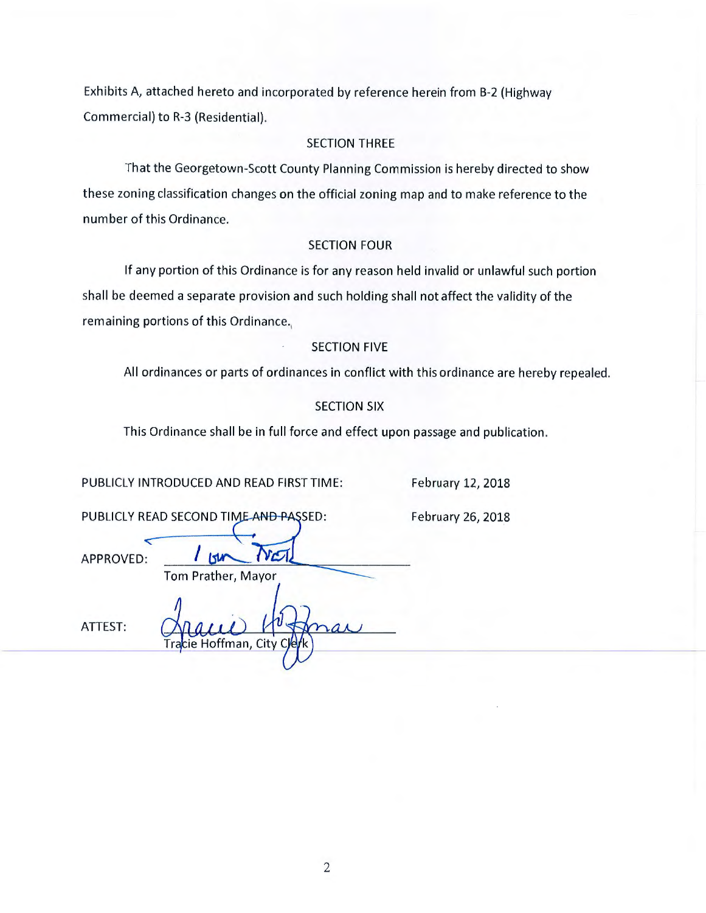Exhibits A, attached hereto and incorporated by reference herein from B-2 (Highway Commercial) to R-3 (Residential).

SECTION THREE

That the Georgetown-Scott County Planning Commission is hereby directed to show these zoning classification changes on the official zoning map and to make reference to the number of this Ordinance.

SECTION FOUR

If any portion of this Ordinance is for any reason held invalid or unlawful such portion shall be deemed a separate provision and such holding shall not affect the validity of the remaining portions of this Ordinance.

SECTION FIVE

All ordinances or parts of ordinances in conflict with this ordinance are hereby repealed.

SECTION SIX

This Ordinance shall be in full force and effect upon passage and publication.

PUBLICLY INTRODUCED AND READ FIRST TIME: February 12, 2018

PUBLICLY READ SECOND TIME AND PASSED: February 26, 2018

APPROVED: ______________________
Tom Prather, Mayor

ATTEST: ______________________
Tracie Hoffman, City Clerk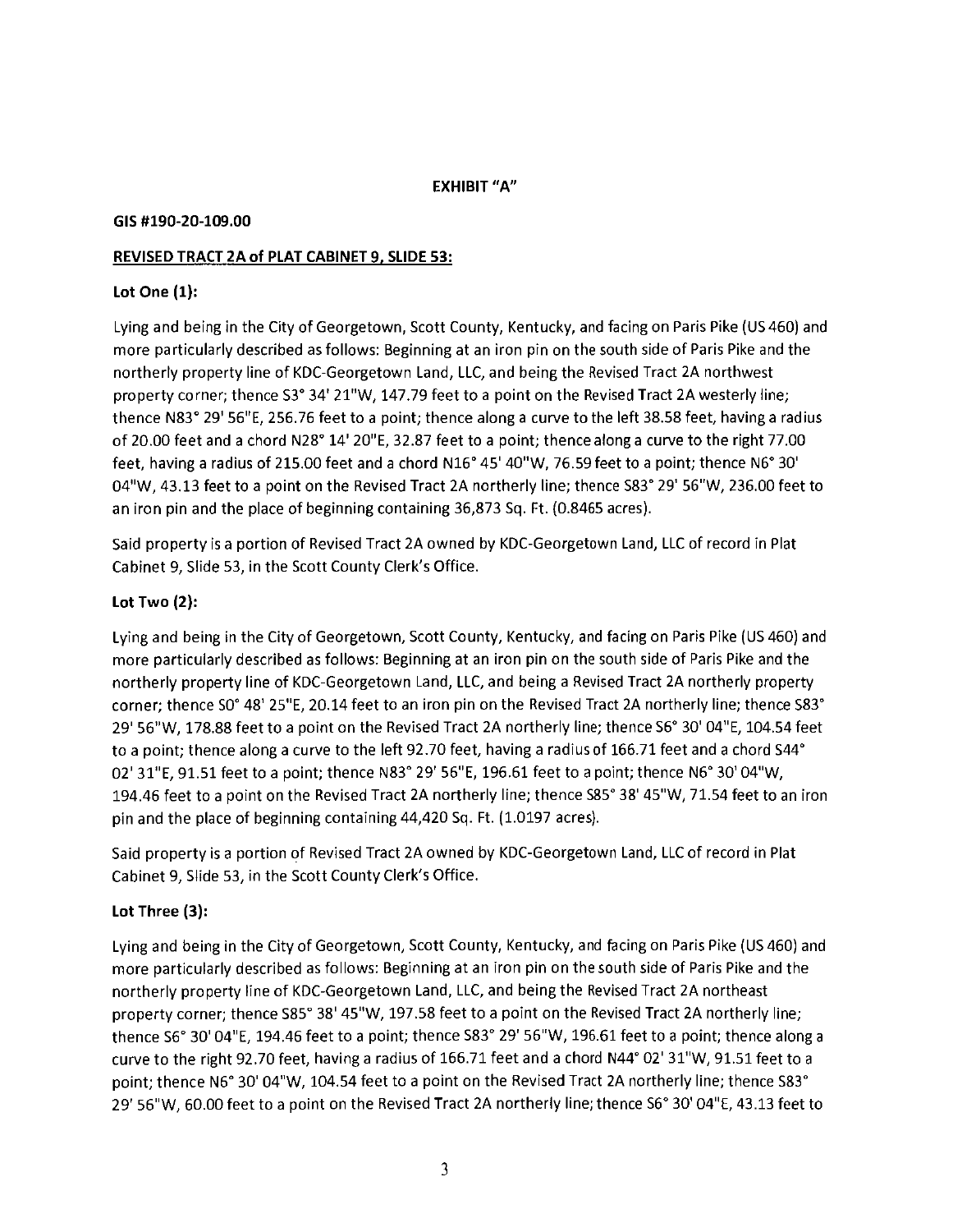**EXHIBIT "A"**

**GIS #190-20-109.00**

**REVISED TRACT 2A of PLAT CABINET 9, SLIDE 53:**

**Lot One (1):**

Lying and being in the City of Georgetown, Scott County, Kentucky, and facing on Paris Pike (US 460) and more particularly described as follows: Beginning at an iron pin on the south side of Paris Pike and the northerly property line of KDC-Georgetown Land, LLC, and being the Revised Tract 2A northwest property corner; thence S3° 34' 21"W, 147.79 feet to a point on the Revised Tract 2A westerly line; thence N83° 29' 56"E, 256.76 feet to a point; thence along a curve to the left 38.58 feet, having a radius of 20.00 feet and a chord N28° 14' 20"E, 32.87 feet to a point; thence along a curve to the right 77.00 feet, having a radius of 215.00 feet and a chord N16° 45' 40"W, 76.59 feet to a point; thence N6° 30' 04"W, 43.13 feet to a point on the Revised Tract 2A northerly line; thence S83° 29' 56"W, 236.00 feet to an iron pin and the place of beginning containing 36,873 Sq. Ft. (0.8465 acres).

Said property is a portion of Revised Tract 2A owned by KDC-Georgetown Land, LLC of record in Plat Cabinet 9, Slide 53, in the Scott County Clerk's Office.

**Lot Two (2):**

Lying and being in the City of Georgetown, Scott County, Kentucky, and facing on Paris Pike (US 460) and more particularly described as follows: Beginning at an iron pin on the south side of Paris Pike and the northerly property line of KDC-Georgetown Land, LLC, and being a Revised Tract 2A northerly property corner; thence S0° 48' 25"E, 20.14 feet to an iron pin on the Revised Tract 2A northerly line; thence S83° 29' 56"W, 178.88 feet to a point on the Revised Tract 2A northerly line; thence S6° 30' 04"E, 104.54 feet to a point; thence along a curve to the left 92.70 feet, having a radius of 166.71 feet and a chord S44° 02' 31"E, 91.51 feet to a point; thence N83° 29' 56"E, 196.61 feet to a point; thence N6° 30' 04"W, 194.46 feet to a point on the Revised Tract 2A northerly line; thence S85° 38' 45"W, 71.54 feet to an iron pin and the place of beginning containing 44,420 Sq. Ft. (1.0197 acres).

Said property is a portion of Revised Tract 2A owned by KDC-Georgetown Land, LLC of record in Plat Cabinet 9, Slide 53, in the Scott County Clerk's Office.

**Lot Three (3):**

Lying and being in the City of Georgetown, Scott County, Kentucky, and facing on Paris Pike (US 460) and more particularly described as follows: Beginning at an iron pin on the south side of Paris Pike and the northerly property line of KDC-Georgetown Land, LLC, and being the Revised Tract 2A northeast property corner; thence S85° 38' 45"W, 197.58 feet to a point on the Revised Tract 2A northerly line; thence S6° 30' 04"E, 194.46 feet to a point; thence S83° 29' 56"W, 196.61 feet to a point; thence along a curve to the right 92.70 feet, having a radius of 166.71 feet and a chord N44° 02' 31"W, 91.51 feet to a point; thence N6° 30' 04"W, 104.54 feet to a point on the Revised Tract 2A northerly line; thence S83° 29' 56"W, 60.00 feet to a point on the Revised Tract 2A northerly line; thence S6° 30' 04"E, 43.13 feet to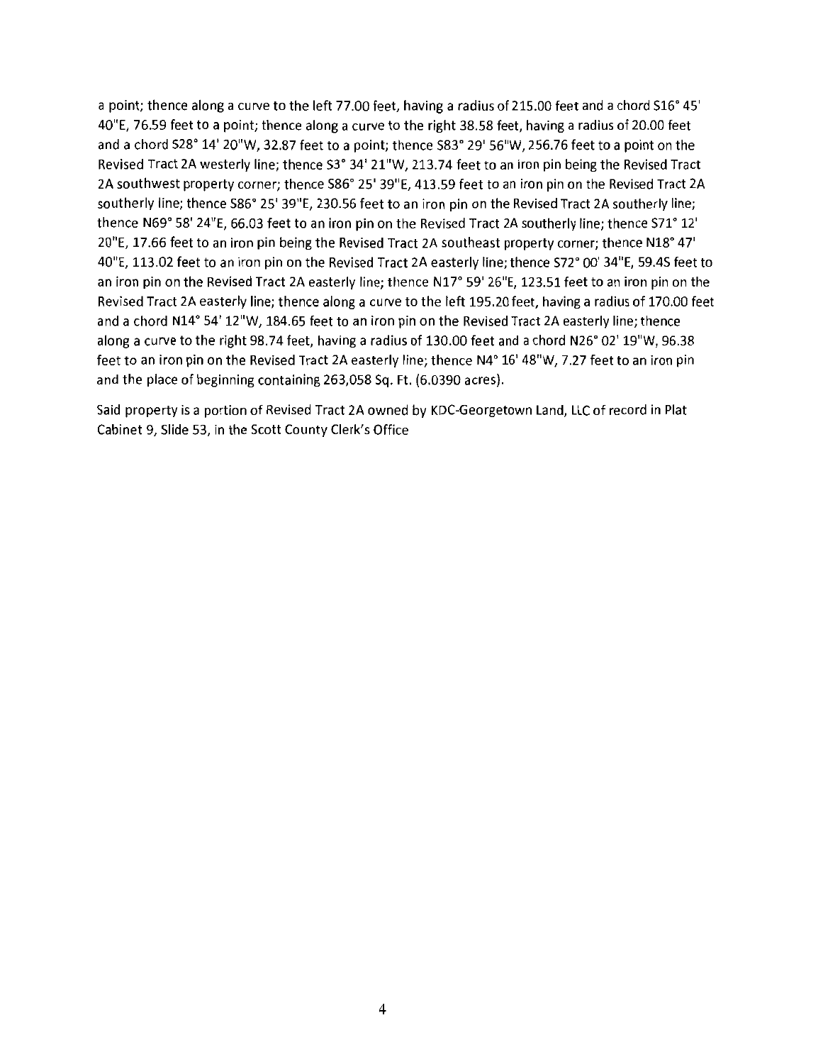a point; thence along a curve to the left 77.00 feet, having a radius of 215.00 feet and a chord S16° 45' 40"E, 76.59 feet to a point; thence along a curve to the right 38.58 feet, having a radius of 20.00 feet and a chord S28° 14' 20"W, 32.87 feet to a point; thence S83° 29' 56"W, 256.76 feet to a point on the Revised Tract 2A westerly line; thence S3° 34' 21"W, 213.74 feet to an iron pin being the Revised Tract 2A southwest property corner; thence S86° 25' 39"E, 413.59 feet to an iron pin on the Revised Tract 2A southerly line; thence S86° 25' 39"E, 230.56 feet to an iron pin on the Revised Tract 2A southerly line; thence N69° 58' 24"E, 66.03 feet to an iron pin on the Revised Tract 2A southerly line; thence S71° 12' 20"E, 17.66 feet to an iron pin being the Revised Tract 2A southeast property corner; thence N18° 47' 40"E, 113.02 feet to an iron pin on the Revised Tract 2A easterly line; thence S72° 00' 34"E, 59.4S feet to an iron pin on the Revised Tract 2A easterly line; thence N17° 59' 26"E, 123.51 feet to an iron pin on the Revised Tract 2A easterly line; thence along a curve to the left 195.20 feet, having a radius of 170.00 feet and a chord N14° 54' 12"W, 184.65 feet to an iron pin on the Revised Tract 2A easterly line; thence along a curve to the right 98.74 feet, having a radius of 130.00 feet and a chord N26° 02' 19"W, 96.38 feet to an iron pin on the Revised Tract 2A easterly line; thence N4° 16' 48"W, 7.27 feet to an iron pin and the place of beginning containing 263,058 Sq. Ft. (6.0390 acres).

Said property is a portion of Revised Tract 2A owned by KDC-Georgetown Land, LLC of record in Plat Cabinet 9, Slide 53, in the Scott County Clerk's Office